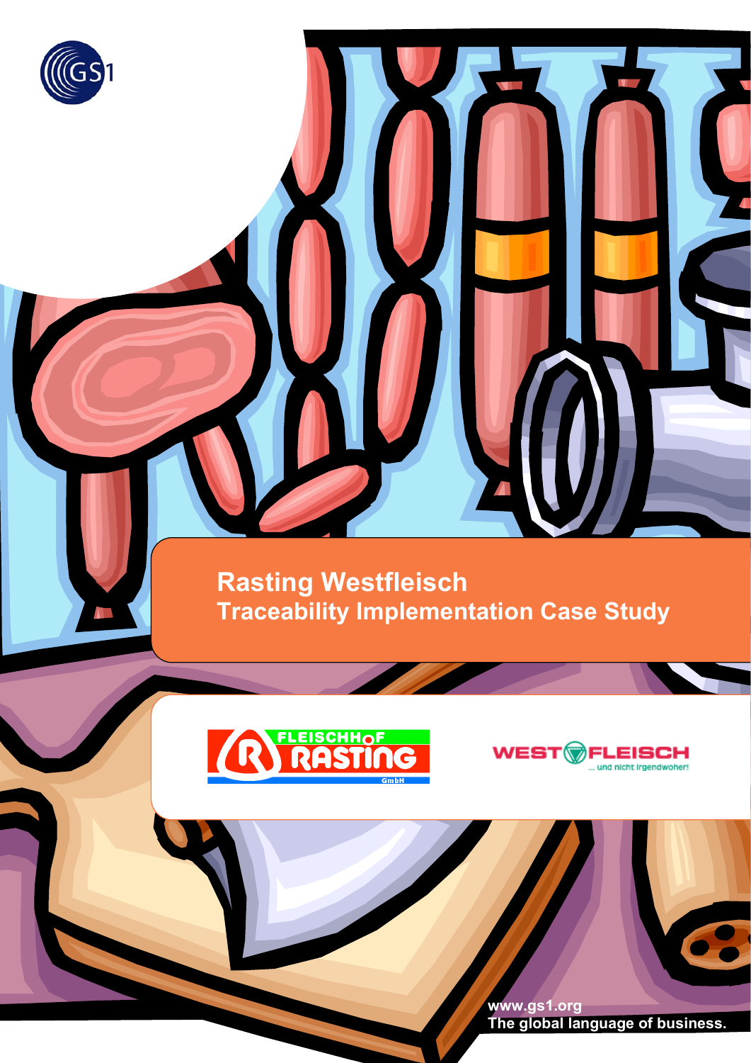# Rasting Westfleisch

## Traceability Implementation Case Study

FLEISCHHOF RASTING GmbH

WESTFLEISCH ... und nicht irgendwoher!

www.gs1.org

The global language of business.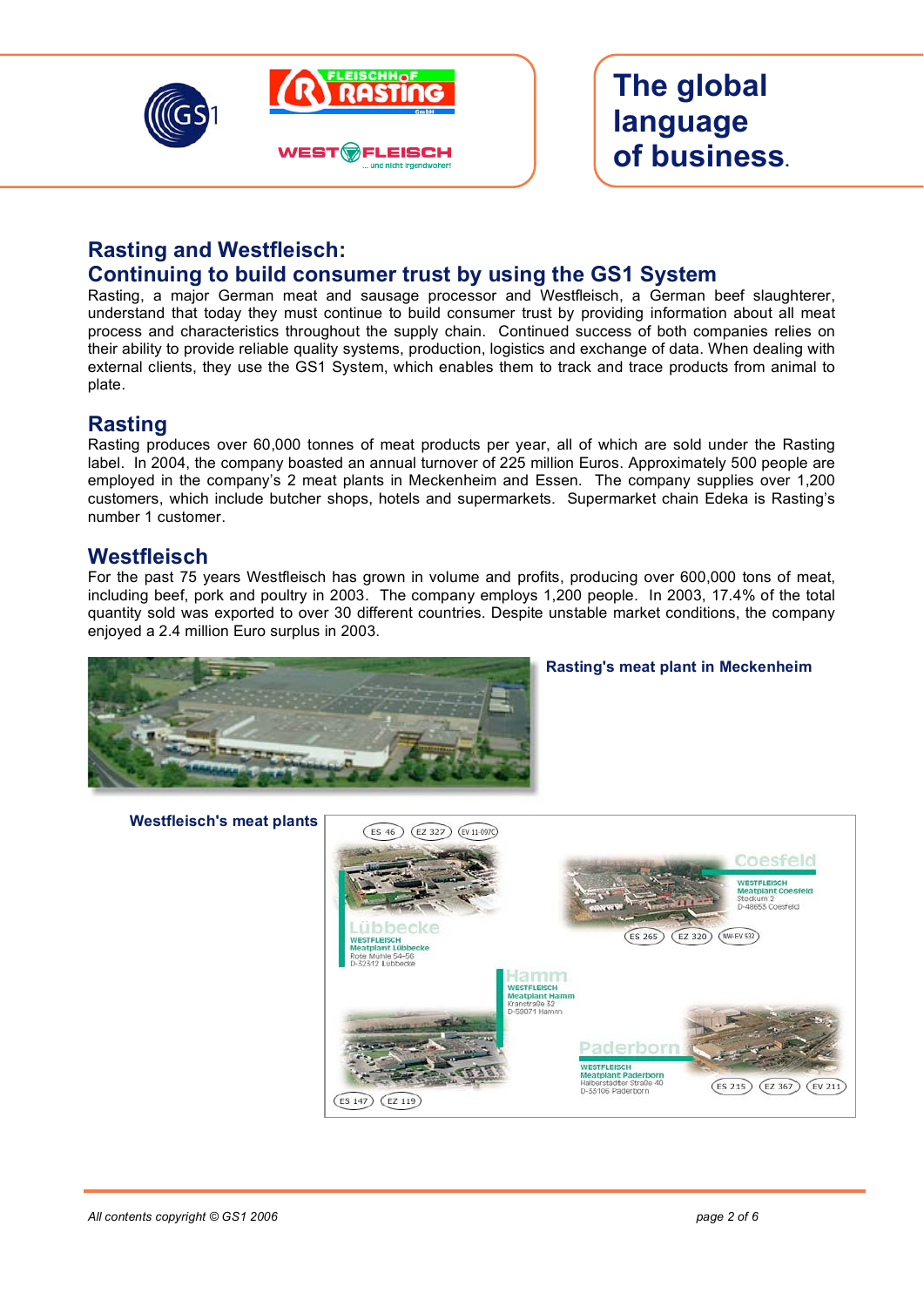## Rasting and Westfleisch: Continuing to build consumer trust by using the GS1 System

Rasting, a major German meat and sausage processor and Westfleisch, a German beef slaughterer, understand that today they must continue to build consumer trust by providing information about all meat process and characteristics throughout the supply chain. Continued success of both companies relies on their ability to provide reliable quality systems, production, logistics and exchange of data. When dealing with external clients, they use the GS1 System, which enables them to track and trace products from animal to plate.

## Rasting

Rasting produces over 60,000 tonnes of meat products per year, all of which are sold under the Rasting label. In 2004, the company boasted an annual turnover of 225 million Euros. Approximately 500 people are employed in the company's 2 meat plants in Meckenheim and Essen. The company supplies over 1,200 customers, which include butcher shops, hotels and supermarkets. Supermarket chain Edeka is Rasting's number 1 customer.

## Westfleisch

For the past 75 years Westfleisch has grown in volume and profits, producing over 600,000 tons of meat, including beef, pork and poultry in 2003. The company employs 1,200 people. In 2003, 17.4% of the total quantity sold was exported to over 30 different countries. Despite unstable market conditions, the company enjoyed a 2.4 million Euro surplus in 2003.

**Rasting's meat plant in Meckenheim**

**Westfleisch's meat plants**

ES 46 EZ 327 EV 11-097C

Lübbecke
WESTFLEISCH
Meatplant Lübbecke
Rote Mühle 54-56
D-32312 Lübbecke

Coesfeld
WESTFLEISCH
Meatplant Coesfeld
Stockum 2
D-48653 Coesfeld

ES 265 EZ 320 NW-EV 532

Hamm
WESTFLEISCH
Meatplant Hamm
Kranstraße 32
D-59071 Hamm

ES 147 EZ 119

Paderborn
WESTFLEISCH
Meatplant Paderborn
Halberstadter Straße 40
D-33106 Paderborn

ES 215 EZ 367 EV 211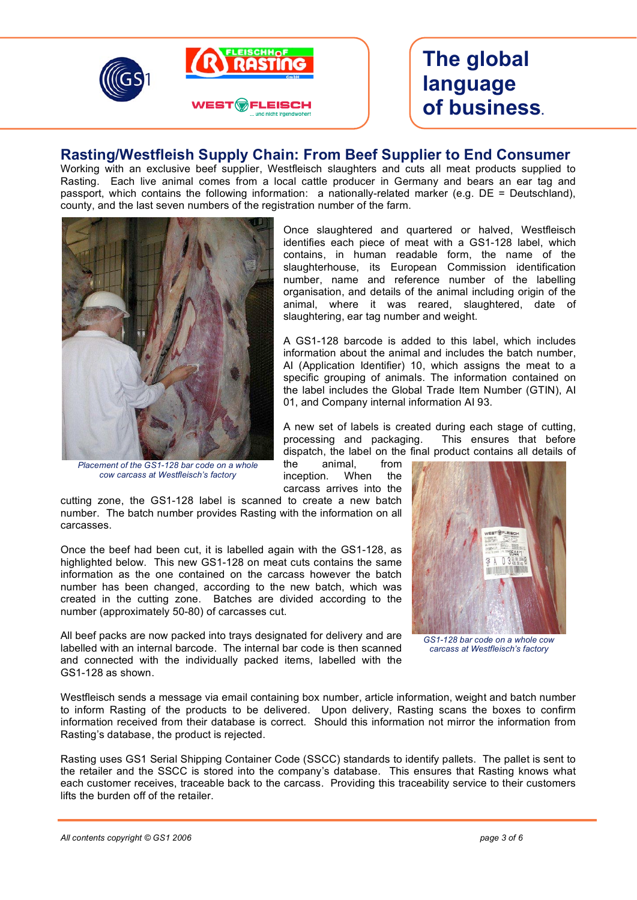The global language of business.

## Rasting/Westfleish Supply Chain: From Beef Supplier to End Consumer

Working with an exclusive beef supplier, Westfleisch slaughters and cuts all meat products supplied to Rasting. Each live animal comes from a local cattle producer in Germany and bears an ear tag and passport, which contains the following information: a nationally-related marker (e.g. DE = Deutschland), county, and the last seven numbers of the registration number of the farm.

Placement of the GS1-128 bar code on a whole cow carcass at Westfleisch's factory

Once slaughtered and quartered or halved, Westfleisch identifies each piece of meat with a GS1-128 label, which contains, in human readable form, the name of the slaughterhouse, its European Commission identification number, name and reference number of the labelling organisation, and details of the animal including origin of the animal, where it was reared, slaughtered, date of slaughtering, ear tag number and weight.

A GS1-128 barcode is added to this label, which includes information about the animal and includes the batch number, AI (Application Identifier) 10, which assigns the meat to a specific grouping of animals. The information contained on the label includes the Global Trade Item Number (GTIN), AI 01, and Company internal information AI 93.

A new set of labels is created during each stage of cutting, processing and packaging. This ensures that before dispatch, the label on the final product contains all details of the animal, from inception. When the carcass arrives into the cutting zone, the GS1-128 label is scanned to create a new batch number. The batch number provides Rasting with the information on all carcasses.

Once the beef had been cut, it is labelled again with the GS1-128, as highlighted below. This new GS1-128 on meat cuts contains the same information as the one contained on the carcass however the batch number has been changed, according to the new batch, which was created in the cutting zone. Batches are divided according to the number (approximately 50-80) of carcasses cut.

GS1-128 bar code on a whole cow carcass at Westfleisch's factory

All beef packs are now packed into trays designated for delivery and are labelled with an internal barcode. The internal bar code is then scanned and connected with the individually packed items, labelled with the GS1-128 as shown.

Westfleisch sends a message via email containing box number, article information, weight and batch number to inform Rasting of the products to be delivered. Upon delivery, Rasting scans the boxes to confirm information received from their database is correct. Should this information not mirror the information from Rasting's database, the product is rejected.

Rasting uses GS1 Serial Shipping Container Code (SSCC) standards to identify pallets. The pallet is sent to the retailer and the SSCC is stored into the company's database. This ensures that Rasting knows what each customer receives, traceable back to the carcass. Providing this traceability service to their customers lifts the burden off of the retailer.

*All contents copyright © GS1 2006*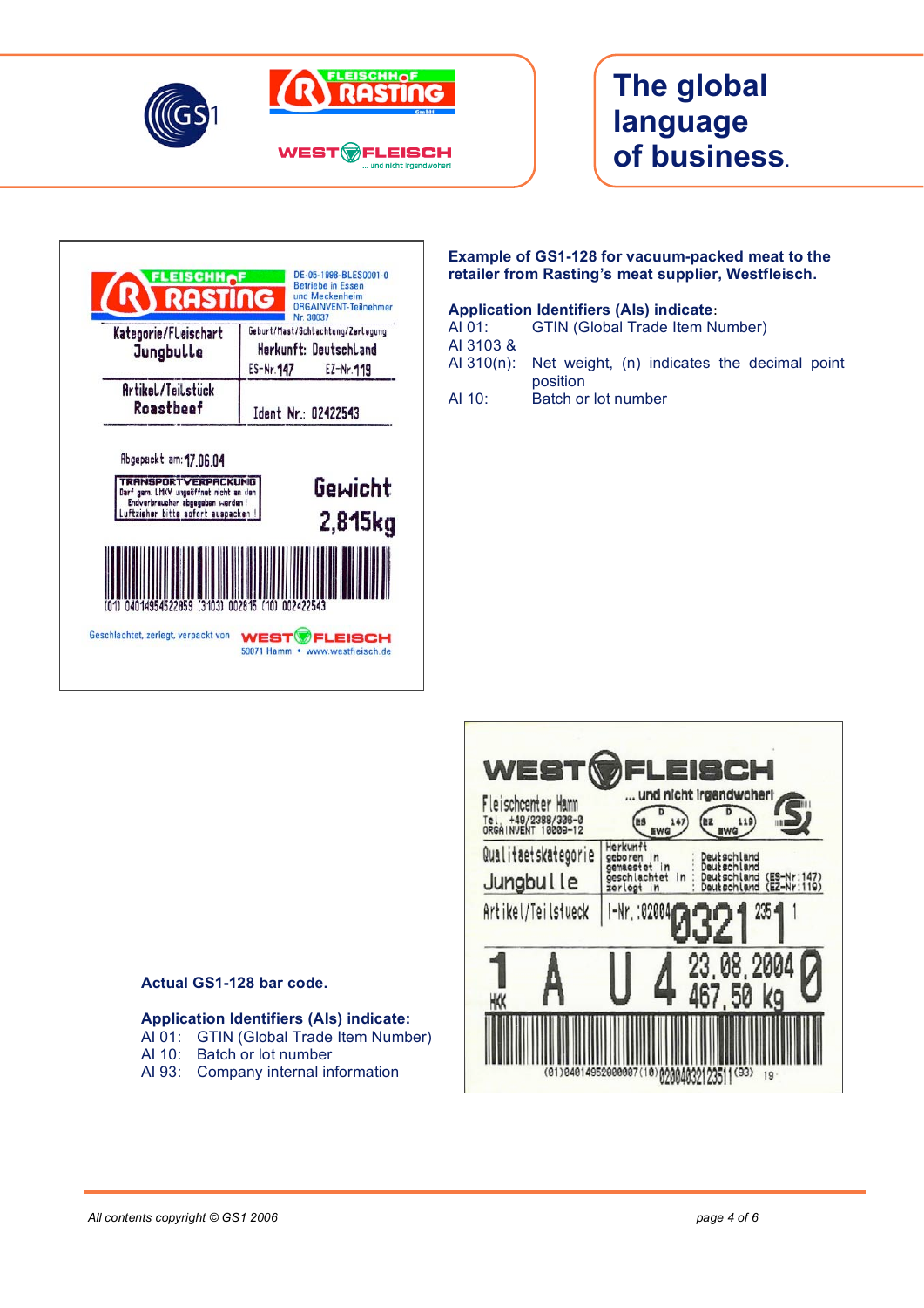The global language of business.

**Example of GS1-128 for vacuum-packed meat to the retailer from Rasting's meat supplier, Westfleisch.**

**Application Identifiers (AIs) indicate:**

| | |
|---|---|
| AI 01: | GTIN (Global Trade Item Number) |
| AI 3103 & AI 310(n): | Net weight, (n) indicates the decimal point position |
| AI 10: | Batch or lot number |

**Actual GS1-128 bar code.**

**Application Identifiers (AIs) indicate:**

| | |
|---|---|
| AI 01: | GTIN (Global Trade Item Number) |
| AI 10: | Batch or lot number |
| AI 93: | Company internal information |

*All contents copyright © GS1 2006*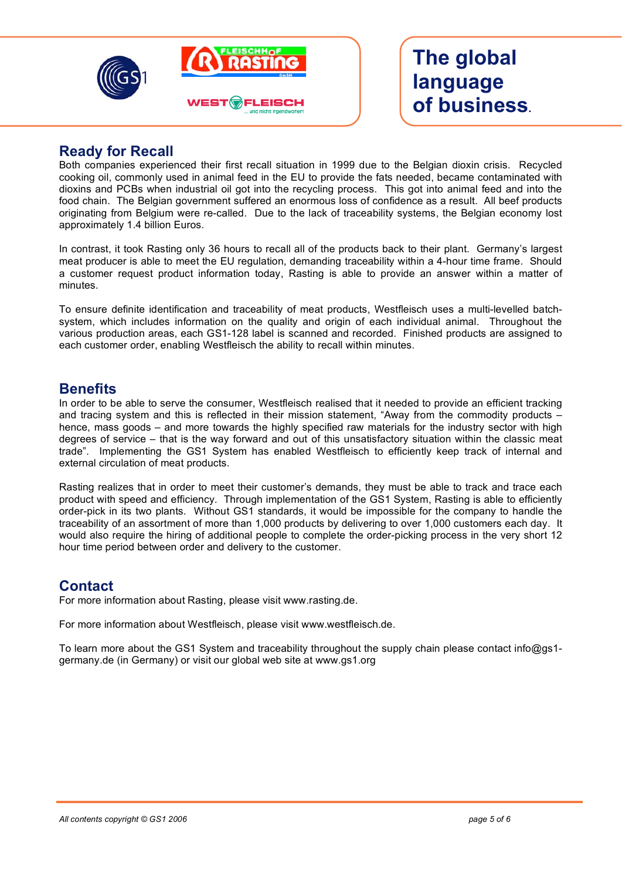## Ready for Recall

Both companies experienced their first recall situation in 1999 due to the Belgian dioxin crisis. Recycled cooking oil, commonly used in animal feed in the EU to provide the fats needed, became contaminated with dioxins and PCBs when industrial oil got into the recycling process. This got into animal feed and into the food chain. The Belgian government suffered an enormous loss of confidence as a result. All beef products originating from Belgium were re-called. Due to the lack of traceability systems, the Belgian economy lost approximately 1.4 billion Euros.

In contrast, it took Rasting only 36 hours to recall all of the products back to their plant. Germany's largest meat producer is able to meet the EU regulation, demanding traceability within a 4-hour time frame. Should a customer request product information today, Rasting is able to provide an answer within a matter of minutes.

To ensure definite identification and traceability of meat products, Westfleisch uses a multi-levelled batch-system, which includes information on the quality and origin of each individual animal. Throughout the various production areas, each GS1-128 label is scanned and recorded. Finished products are assigned to each customer order, enabling Westfleisch the ability to recall within minutes.

## Benefits

In order to be able to serve the consumer, Westfleisch realised that it needed to provide an efficient tracking and tracing system and this is reflected in their mission statement, "Away from the commodity products – hence, mass goods – and more towards the highly specified raw materials for the industry sector with high degrees of service – that is the way forward and out of this unsatisfactory situation within the classic meat trade". Implementing the GS1 System has enabled Westfleisch to efficiently keep track of internal and external circulation of meat products.

Rasting realizes that in order to meet their customer's demands, they must be able to track and trace each product with speed and efficiency. Through implementation of the GS1 System, Rasting is able to efficiently order-pick in its two plants. Without GS1 standards, it would be impossible for the company to handle the traceability of an assortment of more than 1,000 products by delivering to over 1,000 customers each day. It would also require the hiring of additional people to complete the order-picking process in the very short 12 hour time period between order and delivery to the customer.

## Contact

For more information about Rasting, please visit www.rasting.de.

For more information about Westfleisch, please visit www.westfleisch.de.

To learn more about the GS1 System and traceability throughout the supply chain please contact info@gs1-germany.de (in Germany) or visit our global web site at www.gs1.org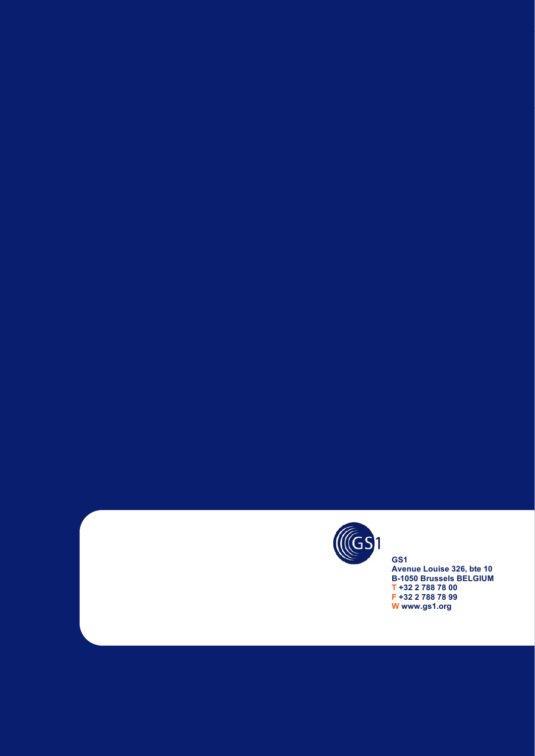**GS1**
**Avenue Louise 326, bte 10**
**B-1050 Brussels BELGIUM**
**T +32 2 788 78 00**
**F +32 2 788 78 99**
**W www.gs1.org**